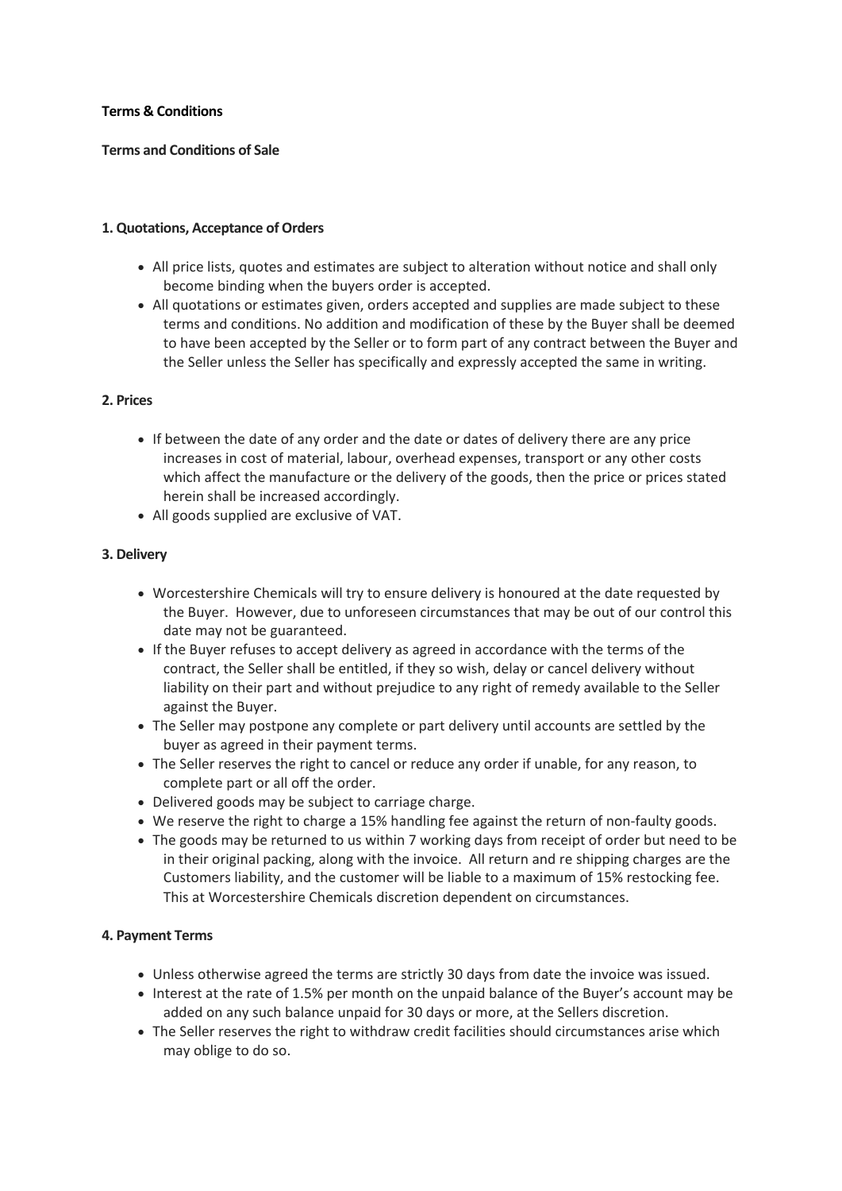**Terms & Conditions**

**Terms and Conditions of Sale**

**1. Quotations, Acceptance of Orders**

- All price lists, quotes and estimates are subject to alteration without notice and shall only become binding when the buyers order is accepted.
- All quotations or estimates given, orders accepted and supplies are made subject to these terms and conditions. No addition and modification of these by the Buyer shall be deemed to have been accepted by the Seller or to form part of any contract between the Buyer and the Seller unless the Seller has specifically and expressly accepted the same in writing.

**2. Prices**

- If between the date of any order and the date or dates of delivery there are any price increases in cost of material, labour, overhead expenses, transport or any other costs which affect the manufacture or the delivery of the goods, then the price or prices stated herein shall be increased accordingly.
- All goods supplied are exclusive of VAT.

**3. Delivery**

- Worcestershire Chemicals will try to ensure delivery is honoured at the date requested by the Buyer. However, due to unforeseen circumstances that may be out of our control this date may not be guaranteed.
- If the Buyer refuses to accept delivery as agreed in accordance with the terms of the contract, the Seller shall be entitled, if they so wish, delay or cancel delivery without liability on their part and without prejudice to any right of remedy available to the Seller against the Buyer.
- The Seller may postpone any complete or part delivery until accounts are settled by the buyer as agreed in their payment terms.
- The Seller reserves the right to cancel or reduce any order if unable, for any reason, to complete part or all off the order.
- Delivered goods may be subject to carriage charge.
- We reserve the right to charge a 15% handling fee against the return of non-faulty goods.
- The goods may be returned to us within 7 working days from receipt of order but need to be in their original packing, along with the invoice. All return and re shipping charges are the Customers liability, and the customer will be liable to a maximum of 15% restocking fee. This at Worcestershire Chemicals discretion dependent on circumstances.

**4. Payment Terms**

- Unless otherwise agreed the terms are strictly 30 days from date the invoice was issued.
- Interest at the rate of 1.5% per month on the unpaid balance of the Buyer's account may be added on any such balance unpaid for 30 days or more, at the Sellers discretion.
- The Seller reserves the right to withdraw credit facilities should circumstances arise which may oblige to do so.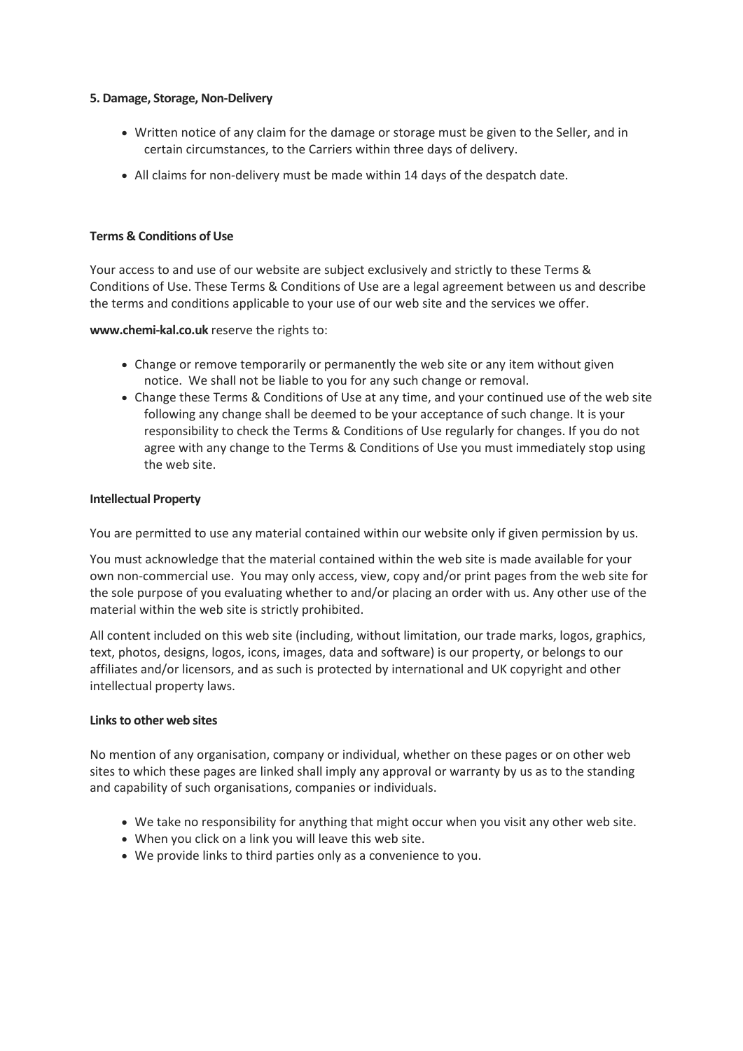**5. Damage, Storage, Non-Delivery**

- Written notice of any claim for the damage or storage must be given to the Seller, and in certain circumstances, to the Carriers within three days of delivery.
- All claims for non-delivery must be made within 14 days of the despatch date.

**Terms & Conditions of Use**

Your access to and use of our website are subject exclusively and strictly to these Terms & Conditions of Use. These Terms & Conditions of Use are a legal agreement between us and describe the terms and conditions applicable to your use of our web site and the services we offer.

**www.chemi-kal.co.uk** reserve the rights to:

- Change or remove temporarily or permanently the web site or any item without given notice. We shall not be liable to you for any such change or removal.
- Change these Terms & Conditions of Use at any time, and your continued use of the web site following any change shall be deemed to be your acceptance of such change. It is your responsibility to check the Terms & Conditions of Use regularly for changes. If you do not agree with any change to the Terms & Conditions of Use you must immediately stop using the web site.

**Intellectual Property**

You are permitted to use any material contained within our website only if given permission by us.

You must acknowledge that the material contained within the web site is made available for your own non-commercial use. You may only access, view, copy and/or print pages from the web site for the sole purpose of you evaluating whether to and/or placing an order with us. Any other use of the material within the web site is strictly prohibited.

All content included on this web site (including, without limitation, our trade marks, logos, graphics, text, photos, designs, logos, icons, images, data and software) is our property, or belongs to our affiliates and/or licensors, and as such is protected by international and UK copyright and other intellectual property laws.

**Links to other web sites**

No mention of any organisation, company or individual, whether on these pages or on other web sites to which these pages are linked shall imply any approval or warranty by us as to the standing and capability of such organisations, companies or individuals.

- We take no responsibility for anything that might occur when you visit any other web site.
- When you click on a link you will leave this web site.
- We provide links to third parties only as a convenience to you.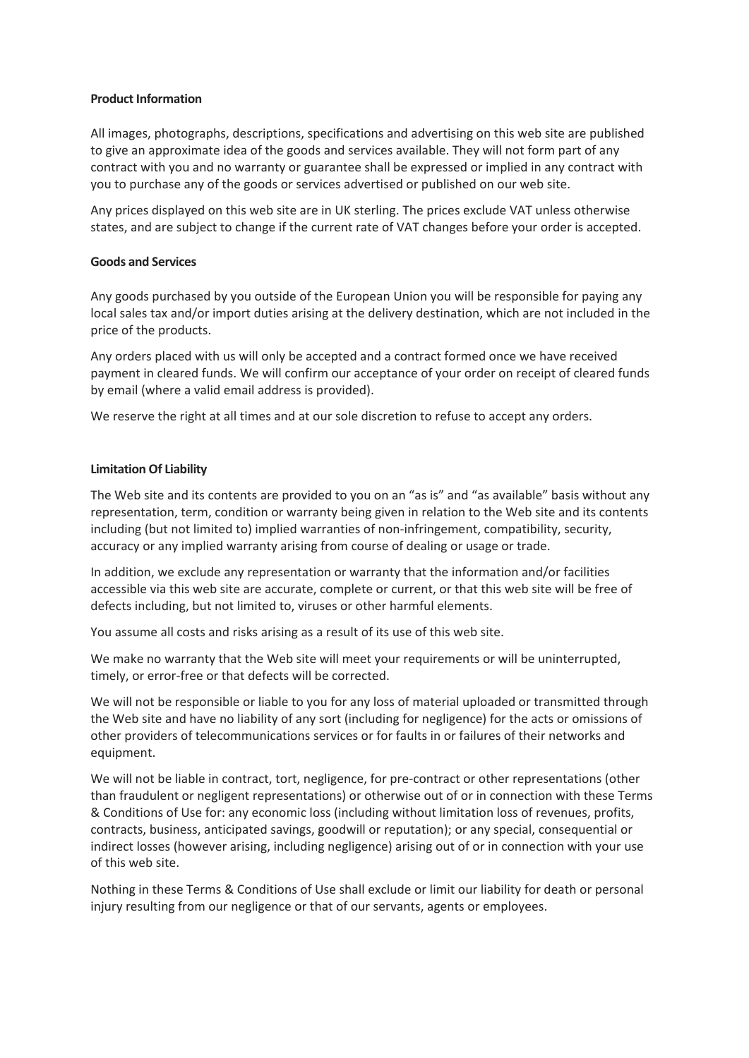**Product Information**

All images, photographs, descriptions, specifications and advertising on this web site are published to give an approximate idea of the goods and services available. They will not form part of any contract with you and no warranty or guarantee shall be expressed or implied in any contract with you to purchase any of the goods or services advertised or published on our web site.

Any prices displayed on this web site are in UK sterling. The prices exclude VAT unless otherwise states, and are subject to change if the current rate of VAT changes before your order is accepted.

**Goods and Services**

Any goods purchased by you outside of the European Union you will be responsible for paying any local sales tax and/or import duties arising at the delivery destination, which are not included in the price of the products.

Any orders placed with us will only be accepted and a contract formed once we have received payment in cleared funds. We will confirm our acceptance of your order on receipt of cleared funds by email (where a valid email address is provided).

We reserve the right at all times and at our sole discretion to refuse to accept any orders.

**Limitation Of Liability**

The Web site and its contents are provided to you on an "as is" and "as available" basis without any representation, term, condition or warranty being given in relation to the Web site and its contents including (but not limited to) implied warranties of non-infringement, compatibility, security, accuracy or any implied warranty arising from course of dealing or usage or trade.

In addition, we exclude any representation or warranty that the information and/or facilities accessible via this web site are accurate, complete or current, or that this web site will be free of defects including, but not limited to, viruses or other harmful elements.

You assume all costs and risks arising as a result of its use of this web site.

We make no warranty that the Web site will meet your requirements or will be uninterrupted, timely, or error-free or that defects will be corrected.

We will not be responsible or liable to you for any loss of material uploaded or transmitted through the Web site and have no liability of any sort (including for negligence) for the acts or omissions of other providers of telecommunications services or for faults in or failures of their networks and equipment.

We will not be liable in contract, tort, negligence, for pre-contract or other representations (other than fraudulent or negligent representations) or otherwise out of or in connection with these Terms & Conditions of Use for: any economic loss (including without limitation loss of revenues, profits, contracts, business, anticipated savings, goodwill or reputation); or any special, consequential or indirect losses (however arising, including negligence) arising out of or in connection with your use of this web site.

Nothing in these Terms & Conditions of Use shall exclude or limit our liability for death or personal injury resulting from our negligence or that of our servants, agents or employees.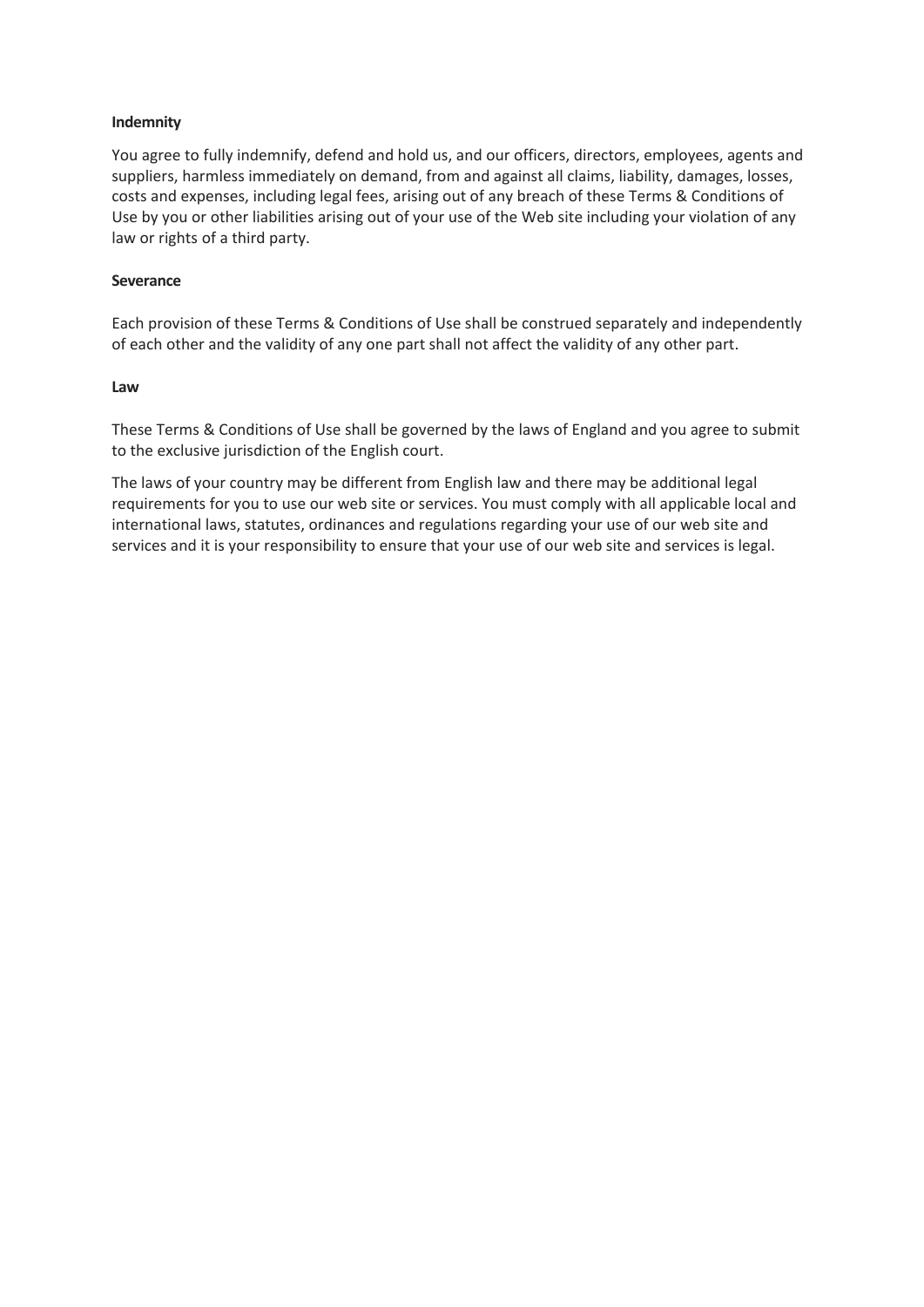**Indemnity**

You agree to fully indemnify, defend and hold us, and our officers, directors, employees, agents and suppliers, harmless immediately on demand, from and against all claims, liability, damages, losses, costs and expenses, including legal fees, arising out of any breach of these Terms & Conditions of Use by you or other liabilities arising out of your use of the Web site including your violation of any law or rights of a third party.

**Severance**

Each provision of these Terms & Conditions of Use shall be construed separately and independently of each other and the validity of any one part shall not affect the validity of any other part.

**Law**

These Terms & Conditions of Use shall be governed by the laws of England and you agree to submit to the exclusive jurisdiction of the English court.

The laws of your country may be different from English law and there may be additional legal requirements for you to use our web site or services. You must comply with all applicable local and international laws, statutes, ordinances and regulations regarding your use of our web site and services and it is your responsibility to ensure that your use of our web site and services is legal.